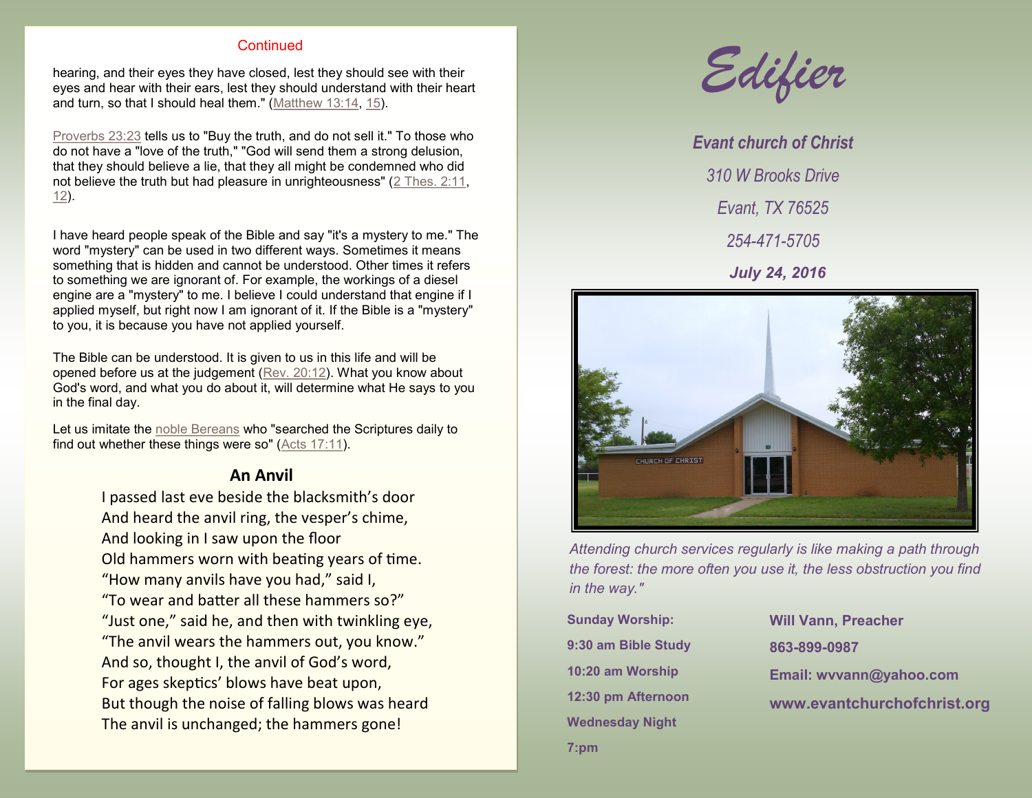Continued

hearing, and their eyes they have closed, lest they should see with their eyes and hear with their ears, lest they should understand with their heart and turn, so that I should heal them." (Matthew 13:14, 15).

Proverbs 23:23 tells us to "Buy the truth, and do not sell it." To those who do not have a "love of the truth," "God will send them a strong delusion, that they should believe a lie, that they all might be condemned who did not believe the truth but had pleasure in unrighteousness" (2 Thes. 2:11, 12).

I have heard people speak of the Bible and say "it's a mystery to me." The word "mystery" can be used in two different ways. Sometimes it means something that is hidden and cannot be understood. Other times it refers to something we are ignorant of. For example, the workings of a diesel engine are a "mystery" to me. I believe I could understand that engine if I applied myself, but right now I am ignorant of it. If the Bible is a "mystery" to you, it is because you have not applied yourself.

The Bible can be understood. It is given to us in this life and will be opened before us at the judgement (Rev. 20:12). What you know about God's word, and what you do about it, will determine what He says to you in the final day.

Let us imitate the noble Bereans who "searched the Scriptures daily to find out whether these things were so" (Acts 17:11).

## An Anvil

I passed last eve beside the blacksmith's door  
And heard the anvil ring, the vesper's chime,  
And looking in I saw upon the floor  
Old hammers worn with beating years of time.  
"How many anvils have you had," said I,  
"To wear and batter all these hammers so?"  
"Just one," said he, and then with twinkling eye,  
"The anvil wears the hammers out, you know."  
And so, thought I, the anvil of God's word,  
For ages skeptics' blows have beat upon,  
But though the noise of falling blows was heard  
The anvil is unchanged; the hammers gone!

# Edifier

***Evant church of Christ***

*310 W Brooks Drive*

*Evant, TX 76525*

*254-471-5705*

***July 24, 2016***

*Attending church services regularly is like making a path through the forest: the more often you use it, the less obstruction you find in the way."*

**Sunday Worship:**

**9:30 am Bible Study**

**10:20 am Worship**

**12:30 pm Afternoon**

**Wednesday Night**

**7:pm**

**Will Vann, Preacher**

**863-899-0987**

**Email: wvvann@yahoo.com**

**www.evantchurchofchrist.org**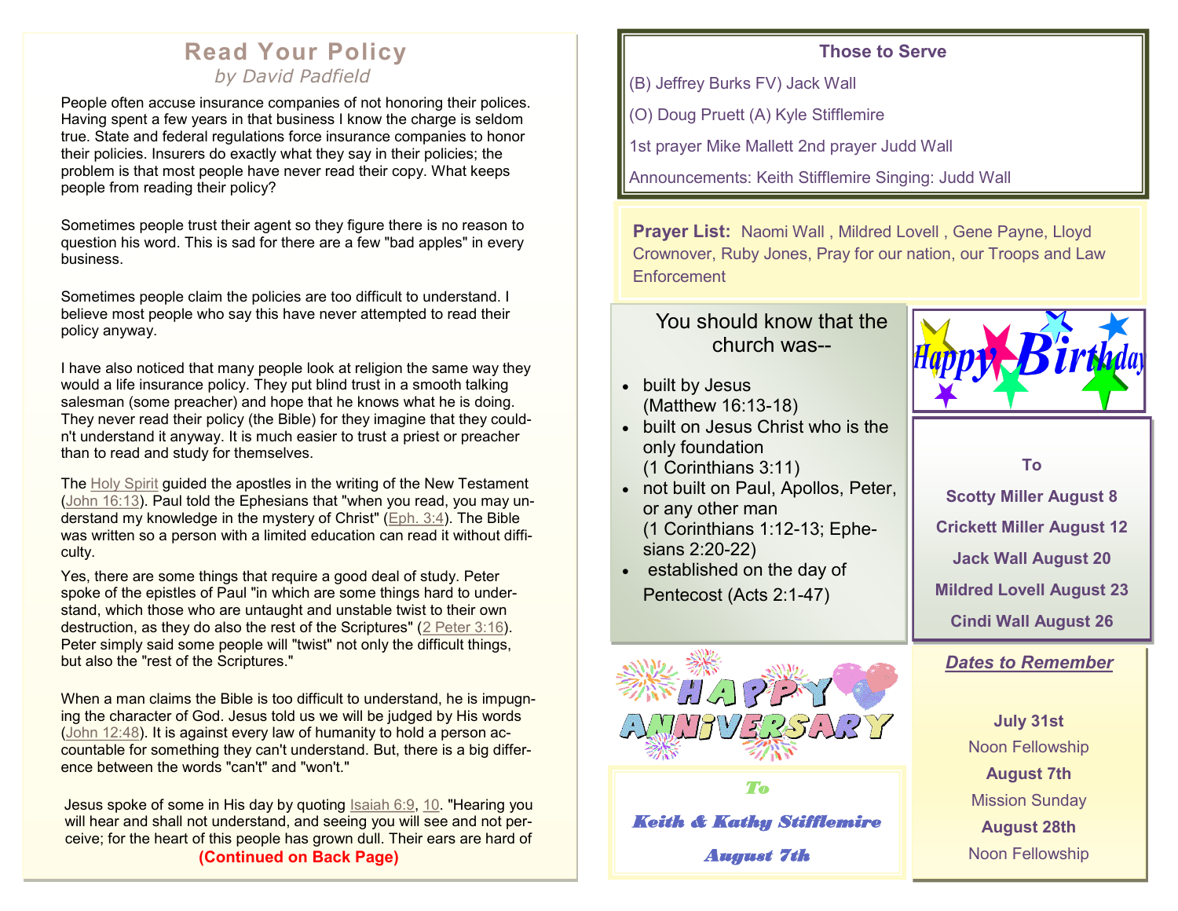# Read Your Policy

*by David Padfield*

People often accuse insurance companies of not honoring their polices. Having spent a few years in that business I know the charge is seldom true. State and federal regulations force insurance companies to honor their policies. Insurers do exactly what they say in their policies; the problem is that most people have never read their copy. What keeps people from reading their policy?

Sometimes people trust their agent so they figure there is no reason to question his word. This is sad for there are a few "bad apples" in every business.

Sometimes people claim the policies are too difficult to understand. I believe most people who say this have never attempted to read their policy anyway.

I have also noticed that many people look at religion the same way they would a life insurance policy. They put blind trust in a smooth talking salesman (some preacher) and hope that he knows what he is doing. They never read their policy (the Bible) for they imagine that they couldn't understand it anyway. It is much easier to trust a priest or preacher than to read and study for themselves.

The Holy Spirit guided the apostles in the writing of the New Testament (John 16:13). Paul told the Ephesians that "when you read, you may understand my knowledge in the mystery of Christ" (Eph. 3:4). The Bible was written so a person with a limited education can read it without difficulty.

Yes, there are some things that require a good deal of study. Peter spoke of the epistles of Paul "in which are some things hard to understand, which those who are untaught and unstable twist to their own destruction, as they do also the rest of the Scriptures" (2 Peter 3:16). Peter simply said some people will "twist" not only the difficult things, but also the "rest of the Scriptures."

When a man claims the Bible is too difficult to understand, he is impugning the character of God. Jesus told us we will be judged by His words (John 12:48). It is against every law of humanity to hold a person accountable for something they can't understand. But, there is a big difference between the words "can't" and "won't."

Jesus spoke of some in His day by quoting Isaiah 6:9, 10. "Hearing you will hear and shall not understand, and seeing you will see and not perceive; for the heart of this people has grown dull. Their ears are hard of

**(Continued on Back Page)**

## Those to Serve

(B) Jeffrey Burks FV) Jack Wall

(O) Doug Pruett (A) Kyle Stifflemire

1st prayer Mike Mallett 2nd prayer Judd Wall

Announcements: Keith Stifflemire Singing: Judd Wall

**Prayer List:** Naomi Wall , Mildred Lovell , Gene Payne, Lloyd Crownover, Ruby Jones, Pray for our nation, our Troops and Law Enforcement

You should know that the church was--

- built by Jesus (Matthew 16:13-18)
- built on Jesus Christ who is the only foundation (1 Corinthians 3:11)
- not built on Paul, Apollos, Peter, or any other man (1 Corinthians 1:12-13; Ephesians 2:20-22)
- established on the day of Pentecost (Acts 2:1-47)

Happy Birthday

**To**

**Scotty Miller August 8**

**Crickett Miller August 12**

**Jack Wall August 20**

**Mildred Lovell August 23**

**Cindi Wall August 26**

HAPPY ANNIVERSARY

*To*

*Keith & Kathy Stifflemire*

*August 7th*

## *Dates to Remember*

**July 31st**
Noon Fellowship

**August 7th**
Mission Sunday

**August 28th**
Noon Fellowship